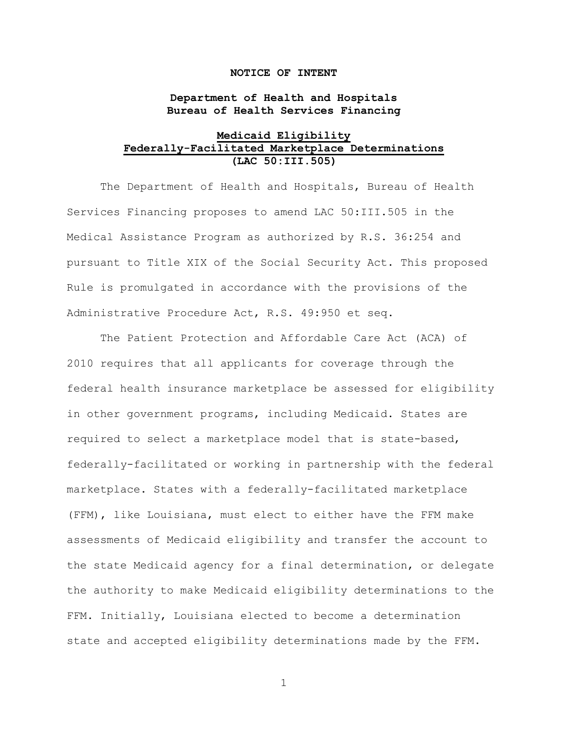**NOTICE OF INTENT**

**Department of Health and Hospitals**
**Bureau of Health Services Financing**

**Medicaid Eligibility**
**Federally-Facilitated Marketplace Determinations**
**(LAC 50:III.505)**

The Department of Health and Hospitals, Bureau of Health Services Financing proposes to amend LAC 50:III.505 in the Medical Assistance Program as authorized by R.S. 36:254 and pursuant to Title XIX of the Social Security Act. This proposed Rule is promulgated in accordance with the provisions of the Administrative Procedure Act, R.S. 49:950 et seq.

The Patient Protection and Affordable Care Act (ACA) of 2010 requires that all applicants for coverage through the federal health insurance marketplace be assessed for eligibility in other government programs, including Medicaid. States are required to select a marketplace model that is state-based, federally-facilitated or working in partnership with the federal marketplace. States with a federally-facilitated marketplace (FFM), like Louisiana, must elect to either have the FFM make assessments of Medicaid eligibility and transfer the account to the state Medicaid agency for a final determination, or delegate the authority to make Medicaid eligibility determinations to the FFM. Initially, Louisiana elected to become a determination state and accepted eligibility determinations made by the FFM.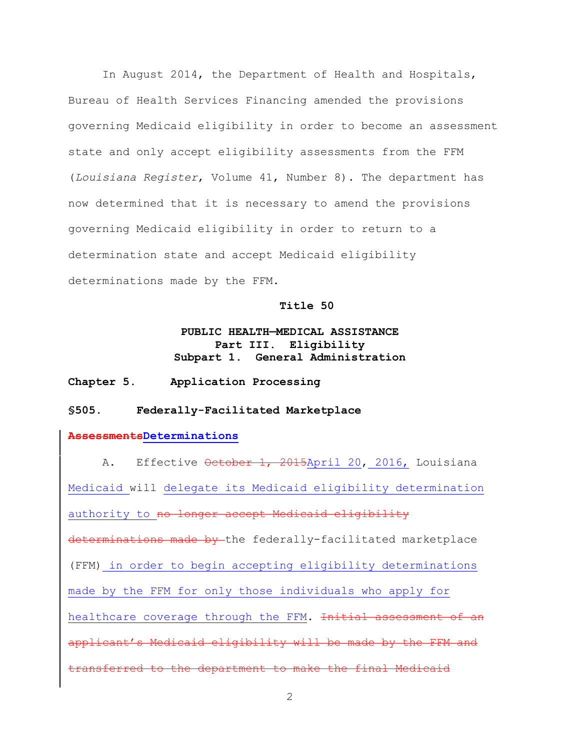In August 2014, the Department of Health and Hospitals, Bureau of Health Services Financing amended the provisions governing Medicaid eligibility in order to become an assessment state and only accept eligibility assessments from the FFM (*Louisiana Register*, Volume 41, Number 8). The department has now determined that it is necessary to amend the provisions governing Medicaid eligibility in order to return to a determination state and accept Medicaid eligibility determinations made by the FFM.

**Title 50**

**PUBLIC HEALTH—MEDICAL ASSISTANCE**
**Part III. Eligibility**
**Subpart 1. General Administration**

**Chapter 5. Application Processing**

**§505. Federally-Facilitated Marketplace ~~Assessments~~Determinations**

A. Effective ~~October 1, 2015~~April 20, 2016, Louisiana Medicaid will delegate its Medicaid eligibility determination authority to ~~no longer accept Medicaid eligibility determinations made by~~ the federally-facilitated marketplace (FFM) in order to begin accepting eligibility determinations made by the FFM for only those individuals who apply for healthcare coverage through the FFM. ~~Initial assessment of an applicant's Medicaid eligibility will be made by the FFM and transferred to the department to make the final Medicaid~~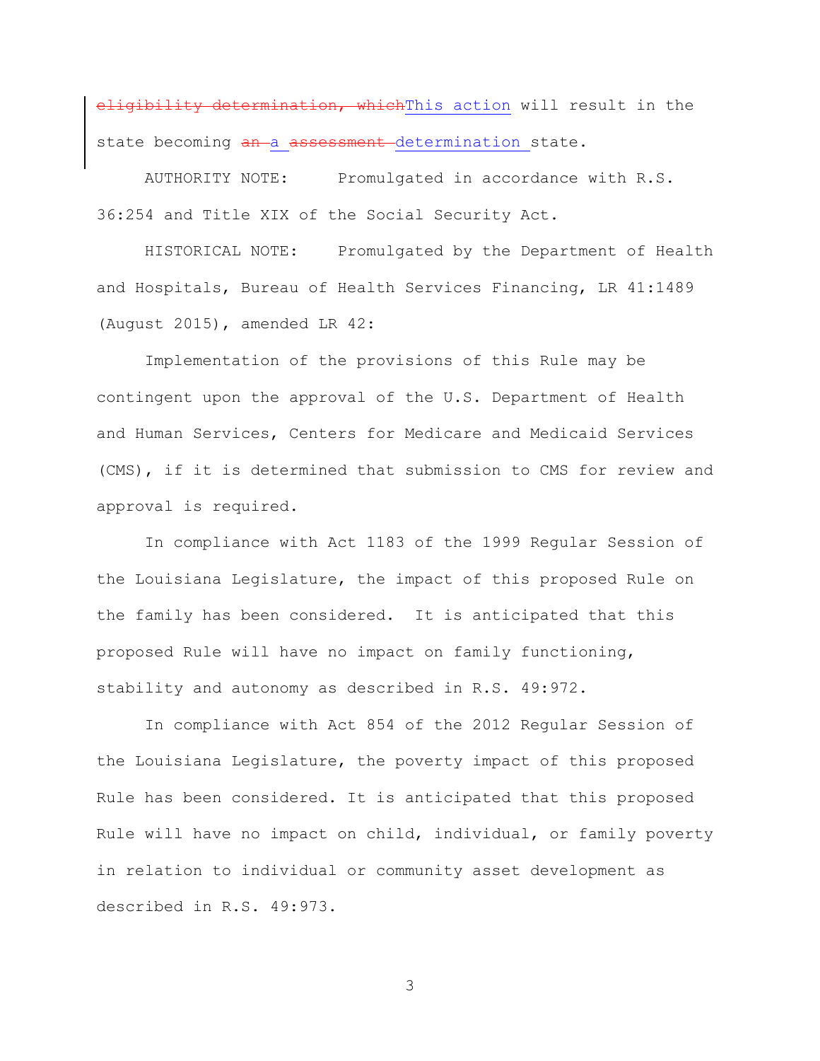~~eligibility determination, which~~This action will result in the state becoming ~~an~~ a ~~assessment~~ determination state.

AUTHORITY NOTE: Promulgated in accordance with R.S. 36:254 and Title XIX of the Social Security Act.

HISTORICAL NOTE: Promulgated by the Department of Health and Hospitals, Bureau of Health Services Financing, LR 41:1489 (August 2015), amended LR 42:

Implementation of the provisions of this Rule may be contingent upon the approval of the U.S. Department of Health and Human Services, Centers for Medicare and Medicaid Services (CMS), if it is determined that submission to CMS for review and approval is required.

In compliance with Act 1183 of the 1999 Regular Session of the Louisiana Legislature, the impact of this proposed Rule on the family has been considered. It is anticipated that this proposed Rule will have no impact on family functioning, stability and autonomy as described in R.S. 49:972.

In compliance with Act 854 of the 2012 Regular Session of the Louisiana Legislature, the poverty impact of this proposed Rule has been considered. It is anticipated that this proposed Rule will have no impact on child, individual, or family poverty in relation to individual or community asset development as described in R.S. 49:973.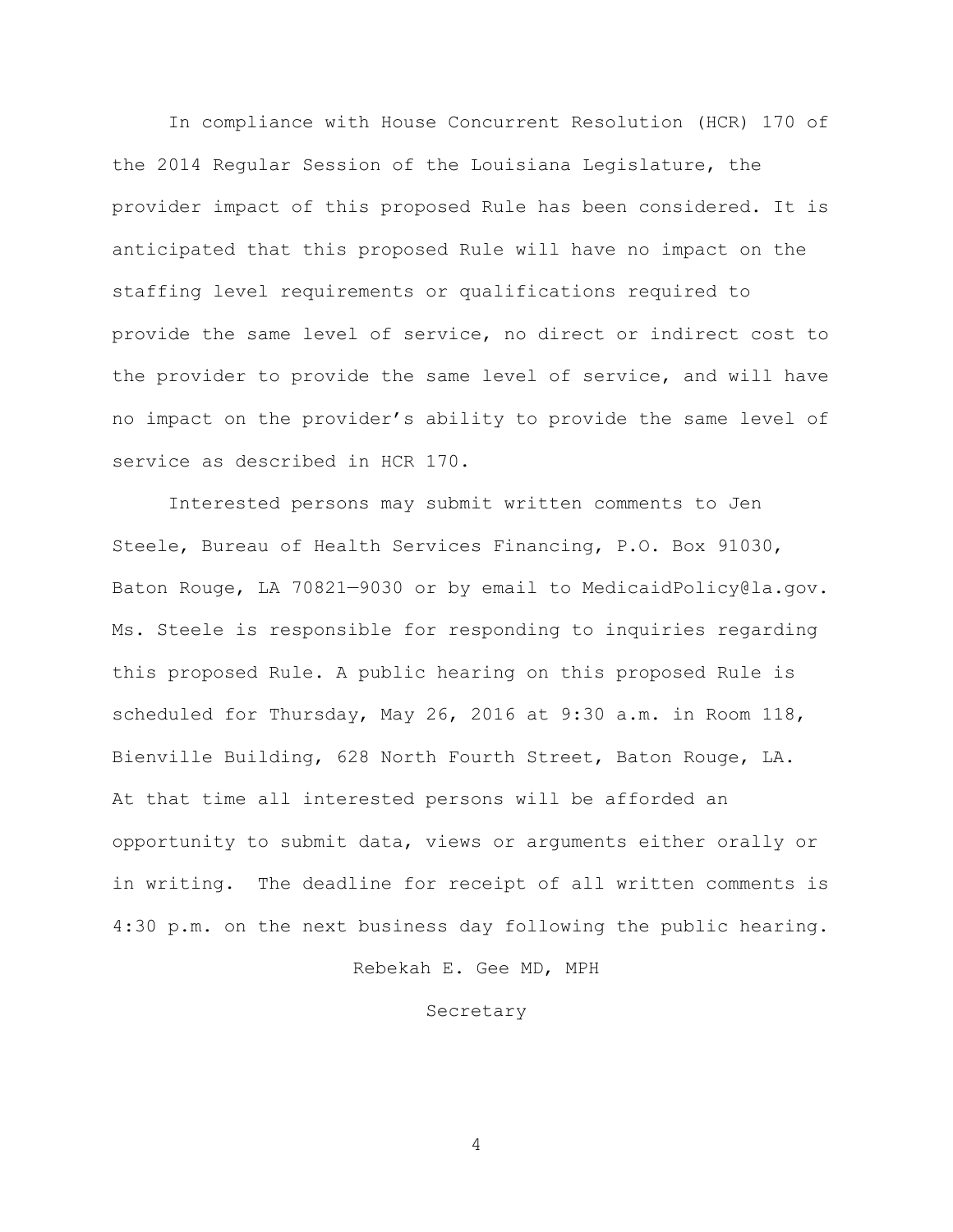In compliance with House Concurrent Resolution (HCR) 170 of the 2014 Regular Session of the Louisiana Legislature, the provider impact of this proposed Rule has been considered. It is anticipated that this proposed Rule will have no impact on the staffing level requirements or qualifications required to provide the same level of service, no direct or indirect cost to the provider to provide the same level of service, and will have no impact on the provider's ability to provide the same level of service as described in HCR 170.

Interested persons may submit written comments to Jen Steele, Bureau of Health Services Financing, P.O. Box 91030, Baton Rouge, LA 70821—9030 or by email to MedicaidPolicy@la.gov. Ms. Steele is responsible for responding to inquiries regarding this proposed Rule. A public hearing on this proposed Rule is scheduled for Thursday, May 26, 2016 at 9:30 a.m. in Room 118, Bienville Building, 628 North Fourth Street, Baton Rouge, LA. At that time all interested persons will be afforded an opportunity to submit data, views or arguments either orally or in writing. The deadline for receipt of all written comments is 4:30 p.m. on the next business day following the public hearing.

Rebekah E. Gee MD, MPH

Secretary